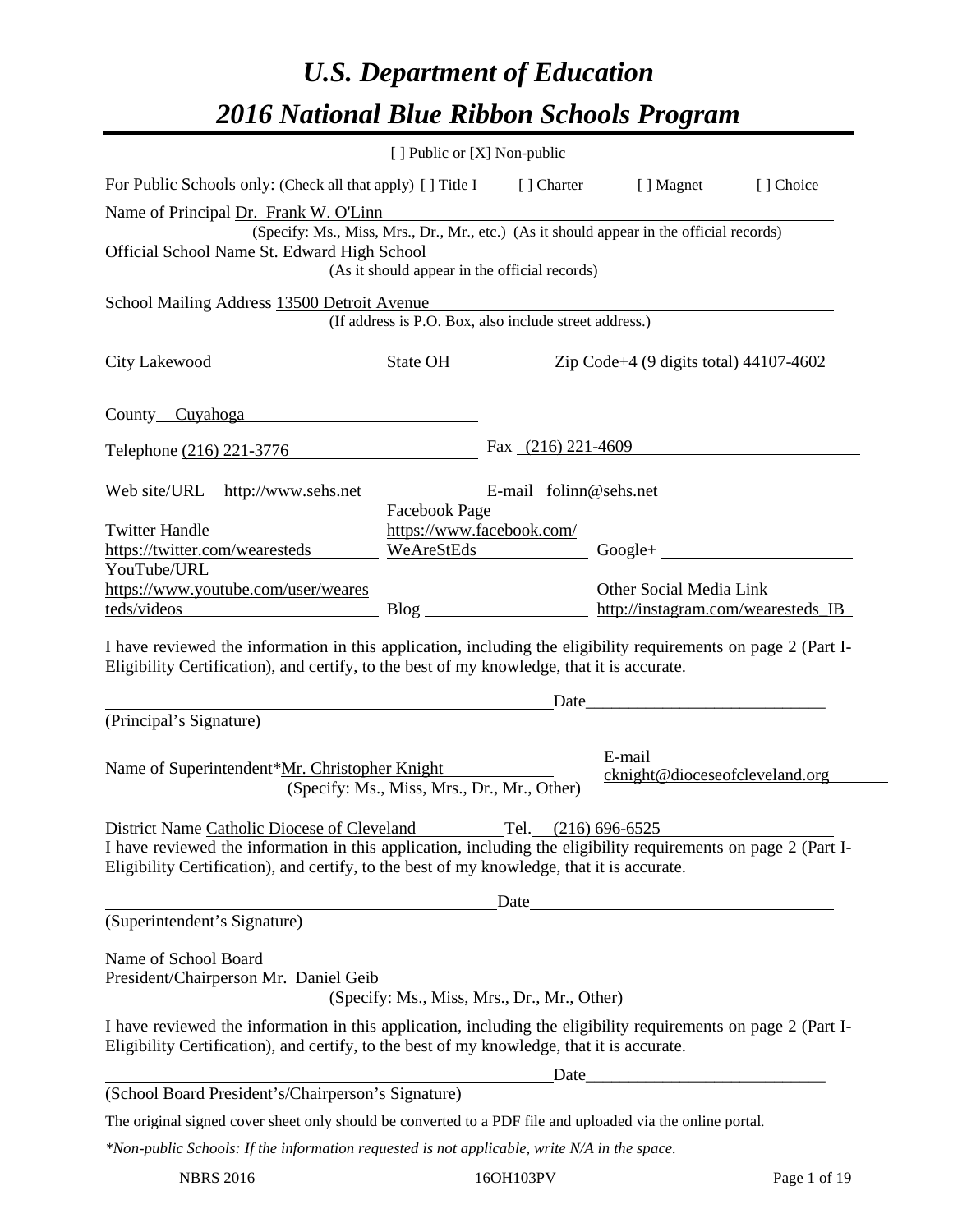# *U.S. Department of Education*

# *2016 National Blue Ribbon Schools Program*

[ ] Public or [X] Non-public

For Public Schools only: (Check all that apply) [ ] Title I [ ] Charter [ ] Magnet [ ] Choice

Name of Principal Dr. Frank W. O'Linn

(Specify: Ms., Miss, Mrs., Dr., Mr., etc.) (As it should appear in the official records)

Official School Name St. Edward High School

(As it should appear in the official records)

School Mailing Address 13500 Detroit Avenue

(If address is P.O. Box, also include street address.)

City Lakewood State OH Zip Code+4 (9 digits total) 44107-4602

County Cuyahoga

Telephone (216) 221-3776 Fax (216) 221-4609

Web site/URL http://www.sehs.net E-mail folinn@sehs.net

Twitter Handle https://twitter.com/wearesteds

Facebook Page https://www.facebook.com/WeAreStEds

Google+

YouTube/URL https://www.youtube.com/user/wearesteds/videos

Blog

Other Social Media Link http://instagram.com/wearesteds_IB

I have reviewed the information in this application, including the eligibility requirements on page 2 (Part I-Eligibility Certification), and certify, to the best of my knowledge, that it is accurate.

_________________________________________ Date___________________________

(Principal's Signature)

Name of Superintendent*Mr. Christopher Knight

(Specify: Ms., Miss, Mrs., Dr., Mr., Other)

E-mail cknight@dioceseofcleveland.org

District Name Catholic Diocese of Cleveland Tel. (216) 696-6525

I have reviewed the information in this application, including the eligibility requirements on page 2 (Part I-Eligibility Certification), and certify, to the best of my knowledge, that it is accurate.

_________________________________________ Date___________________________

(Superintendent's Signature)

Name of School Board President/Chairperson Mr. Daniel Geib

(Specify: Ms., Miss, Mrs., Dr., Mr., Other)

I have reviewed the information in this application, including the eligibility requirements on page 2 (Part I-Eligibility Certification), and certify, to the best of my knowledge, that it is accurate.

_________________________________________ Date___________________________

(School Board President's/Chairperson's Signature)

The original signed cover sheet only should be converted to a PDF file and uploaded via the online portal.

*\*Non-public Schools: If the information requested is not applicable, write N/A in the space.*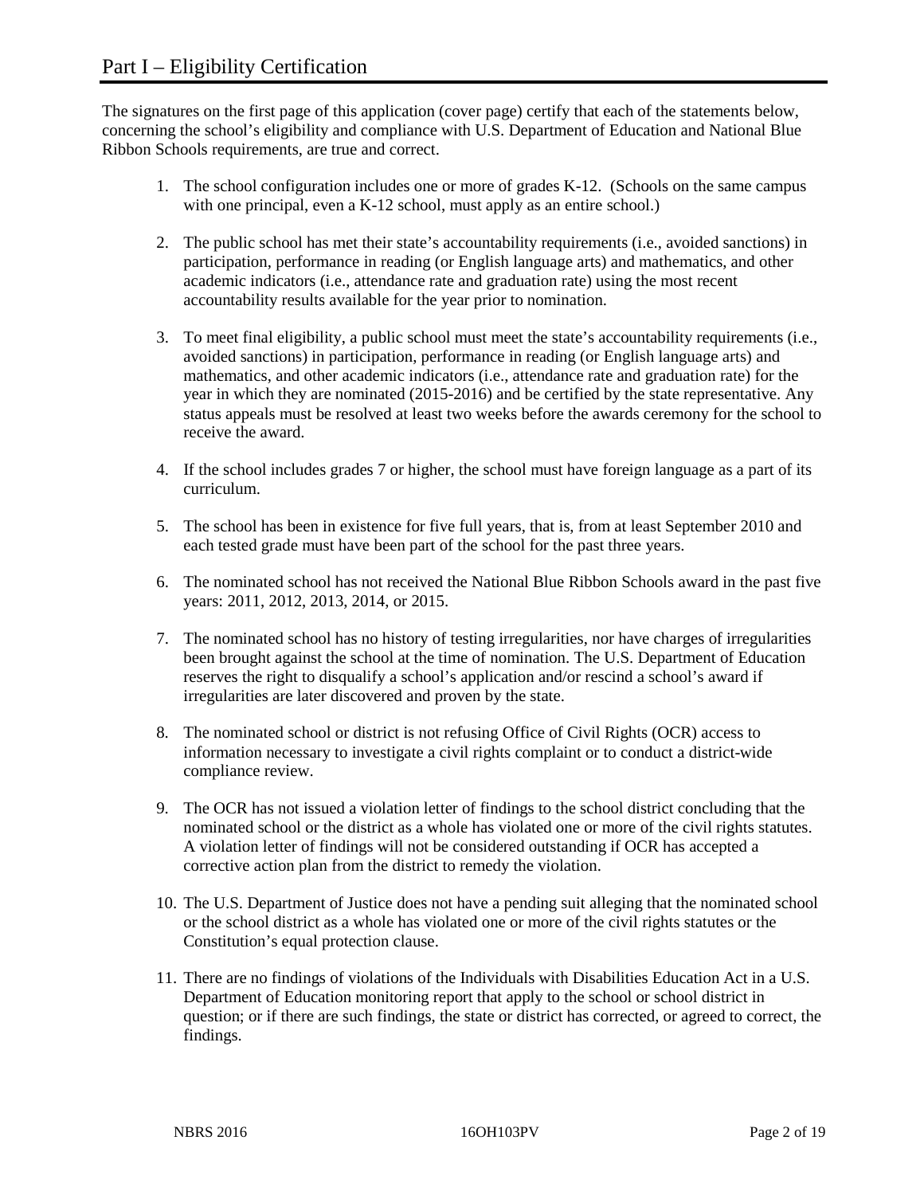# Part I – Eligibility Certification

The signatures on the first page of this application (cover page) certify that each of the statements below, concerning the school's eligibility and compliance with U.S. Department of Education and National Blue Ribbon Schools requirements, are true and correct.

1. The school configuration includes one or more of grades K-12. (Schools on the same campus with one principal, even a K-12 school, must apply as an entire school.)
2. The public school has met their state's accountability requirements (i.e., avoided sanctions) in participation, performance in reading (or English language arts) and mathematics, and other academic indicators (i.e., attendance rate and graduation rate) using the most recent accountability results available for the year prior to nomination.
3. To meet final eligibility, a public school must meet the state's accountability requirements (i.e., avoided sanctions) in participation, performance in reading (or English language arts) and mathematics, and other academic indicators (i.e., attendance rate and graduation rate) for the year in which they are nominated (2015-2016) and be certified by the state representative. Any status appeals must be resolved at least two weeks before the awards ceremony for the school to receive the award.
4. If the school includes grades 7 or higher, the school must have foreign language as a part of its curriculum.
5. The school has been in existence for five full years, that is, from at least September 2010 and each tested grade must have been part of the school for the past three years.
6. The nominated school has not received the National Blue Ribbon Schools award in the past five years: 2011, 2012, 2013, 2014, or 2015.
7. The nominated school has no history of testing irregularities, nor have charges of irregularities been brought against the school at the time of nomination. The U.S. Department of Education reserves the right to disqualify a school's application and/or rescind a school's award if irregularities are later discovered and proven by the state.
8. The nominated school or district is not refusing Office of Civil Rights (OCR) access to information necessary to investigate a civil rights complaint or to conduct a district-wide compliance review.
9. The OCR has not issued a violation letter of findings to the school district concluding that the nominated school or the district as a whole has violated one or more of the civil rights statutes. A violation letter of findings will not be considered outstanding if OCR has accepted a corrective action plan from the district to remedy the violation.
10. The U.S. Department of Justice does not have a pending suit alleging that the nominated school or the school district as a whole has violated one or more of the civil rights statutes or the Constitution's equal protection clause.
11. There are no findings of violations of the Individuals with Disabilities Education Act in a U.S. Department of Education monitoring report that apply to the school or school district in question; or if there are such findings, the state or district has corrected, or agreed to correct, the findings.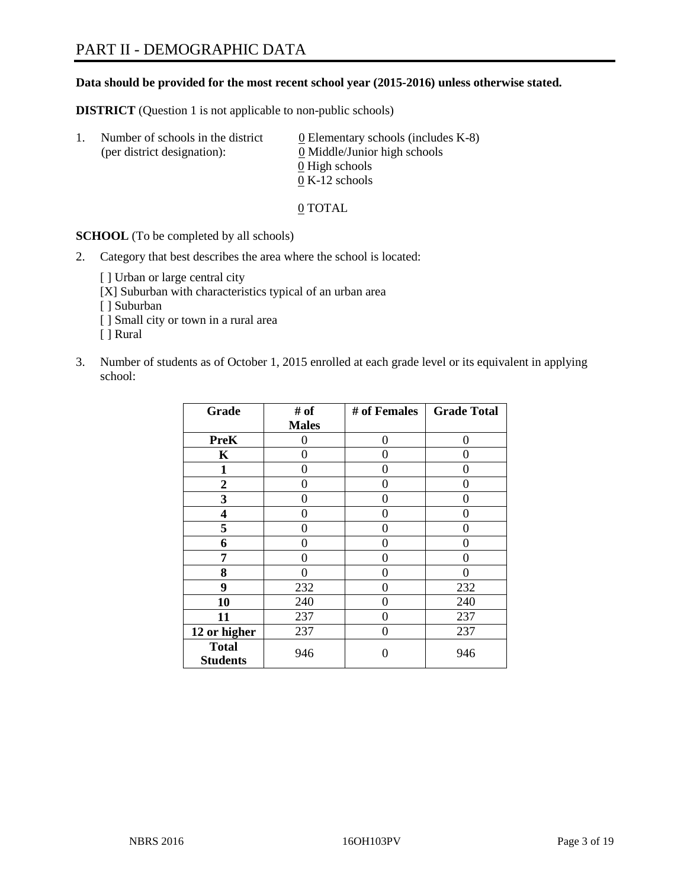# PART II - DEMOGRAPHIC DATA

**Data should be provided for the most recent school year (2015-2016) unless otherwise stated.**

**DISTRICT** (Question 1 is not applicable to non-public schools)

1. Number of schools in the district (per district designation):
   0 Elementary schools (includes K-8)
   0 Middle/Junior high schools
   0 High schools
   0 K-12 schools

   0 TOTAL

**SCHOOL** (To be completed by all schools)

2. Category that best describes the area where the school is located:

   [ ] Urban or large central city
   [X] Suburban with characteristics typical of an urban area
   [ ] Suburban
   [ ] Small city or town in a rural area
   [ ] Rural

3. Number of students as of October 1, 2015 enrolled at each grade level or its equivalent in applying school:

| Grade | # of Males | # of Females | Grade Total |
|---|---|---|---|
| **PreK** | 0 | 0 | 0 |
| **K** | 0 | 0 | 0 |
| **1** | 0 | 0 | 0 |
| **2** | 0 | 0 | 0 |
| **3** | 0 | 0 | 0 |
| **4** | 0 | 0 | 0 |
| **5** | 0 | 0 | 0 |
| **6** | 0 | 0 | 0 |
| **7** | 0 | 0 | 0 |
| **8** | 0 | 0 | 0 |
| **9** | 232 | 0 | 232 |
| **10** | 240 | 0 | 240 |
| **11** | 237 | 0 | 237 |
| **12 or higher** | 237 | 0 | 237 |
| **Total Students** | 946 | 0 | 946 |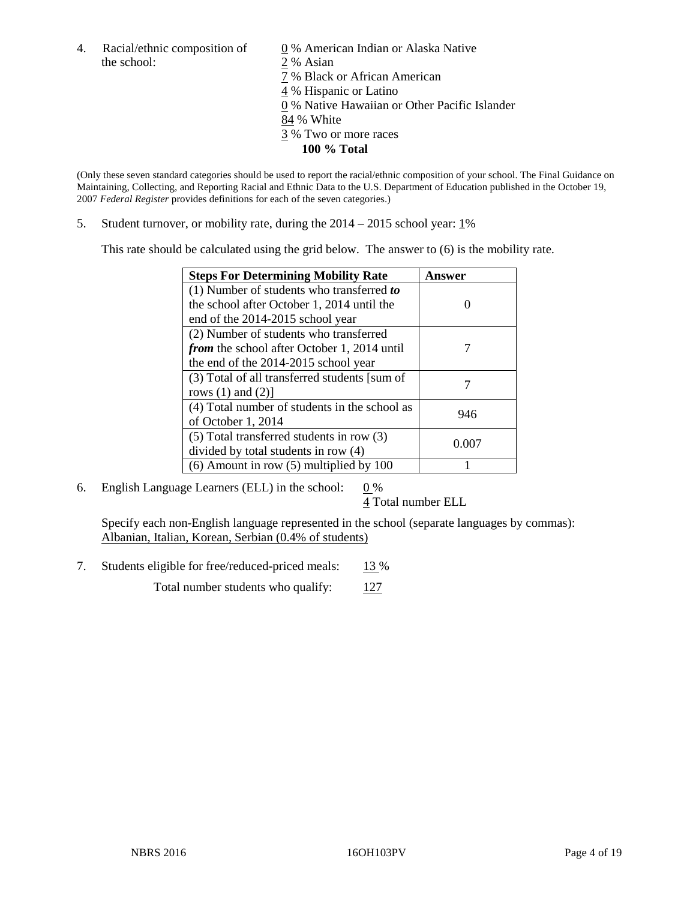4. Racial/ethnic composition of the school:

   0 % American Indian or Alaska Native
   2 % Asian
   7 % Black or African American
   4 % Hispanic or Latino
   0 % Native Hawaiian or Other Pacific Islander
   84 % White
   3 % Two or more races
   **100 % Total**

(Only these seven standard categories should be used to report the racial/ethnic composition of your school. The Final Guidance on Maintaining, Collecting, and Reporting Racial and Ethnic Data to the U.S. Department of Education published in the October 19, 2007 *Federal Register* provides definitions for each of the seven categories.)

5. Student turnover, or mobility rate, during the 2014 – 2015 school year: 1%

   This rate should be calculated using the grid below. The answer to (6) is the mobility rate.

| **Steps For Determining Mobility Rate** | **Answer** |
| --- | --- |
| (1) Number of students who transferred ***to*** the school after October 1, 2014 until the end of the 2014-2015 school year | 0 |
| (2) Number of students who transferred ***from*** the school after October 1, 2014 until the end of the 2014-2015 school year | 7 |
| (3) Total of all transferred students [sum of rows (1) and (2)] | 7 |
| (4) Total number of students in the school as of October 1, 2014 | 946 |
| (5) Total transferred students in row (3) divided by total students in row (4) | 0.007 |
| (6) Amount in row (5) multiplied by 100 | 1 |

6. English Language Learners (ELL) in the school: 0 %
   4 Total number ELL

   Specify each non-English language represented in the school (separate languages by commas):
   Albanian, Italian, Korean, Serbian (0.4% of students)

7. Students eligible for free/reduced-priced meals: 13 %
   Total number students who qualify: 127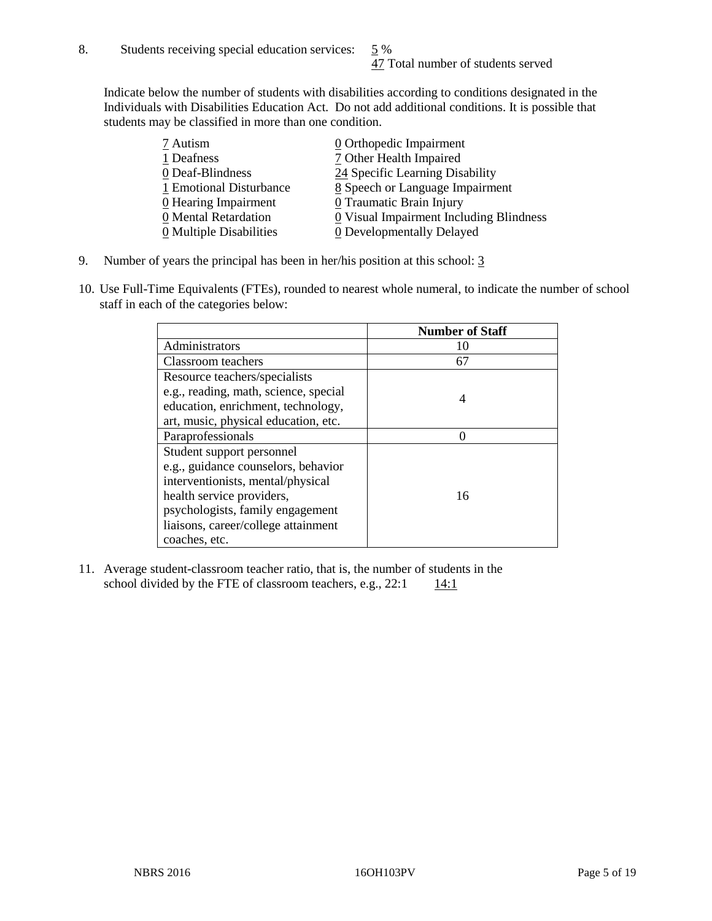8. Students receiving special education services: 5 %
47 Total number of students served

Indicate below the number of students with disabilities according to conditions designated in the Individuals with Disabilities Education Act. Do not add additional conditions. It is possible that students may be classified in more than one condition.

7 Autism
1 Deafness
0 Deaf-Blindness
1 Emotional Disturbance
0 Hearing Impairment
0 Mental Retardation
0 Multiple Disabilities
0 Orthopedic Impairment
7 Other Health Impaired
24 Specific Learning Disability
8 Speech or Language Impairment
0 Traumatic Brain Injury
0 Visual Impairment Including Blindness
0 Developmentally Delayed

9. Number of years the principal has been in her/his position at this school: 3

10. Use Full-Time Equivalents (FTEs), rounded to nearest whole numeral, to indicate the number of school staff in each of the categories below:

| | Number of Staff |
|---|---|
| Administrators | 10 |
| Classroom teachers | 67 |
| Resource teachers/specialists e.g., reading, math, science, special education, enrichment, technology, art, music, physical education, etc. | 4 |
| Paraprofessionals | 0 |
| Student support personnel e.g., guidance counselors, behavior interventionists, mental/physical health service providers, psychologists, family engagement liaisons, career/college attainment coaches, etc. | 16 |

11. Average student-classroom teacher ratio, that is, the number of students in the school divided by the FTE of classroom teachers, e.g., 22:1 14:1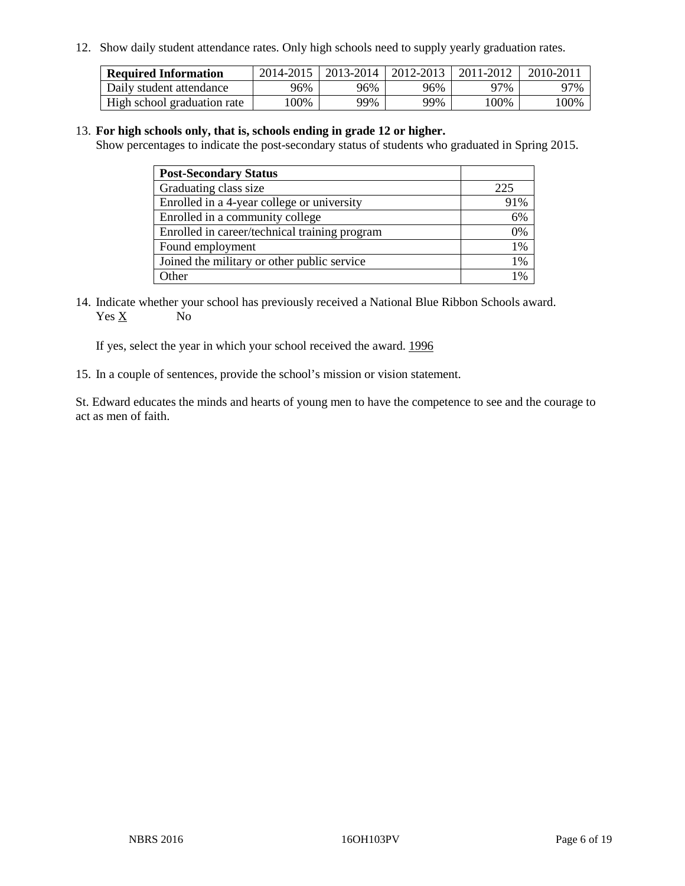12. Show daily student attendance rates. Only high schools need to supply yearly graduation rates.

| **Required Information** | 2014-2015 | 2013-2014 | 2012-2013 | 2011-2012 | 2010-2011 |
|---|---|---|---|---|---|
| Daily student attendance | 96% | 96% | 96% | 97% | 97% |
| High school graduation rate | 100% | 99% | 99% | 100% | 100% |

13. **For high schools only, that is, schools ending in grade 12 or higher.**
    Show percentages to indicate the post-secondary status of students who graduated in Spring 2015.

| **Post-Secondary Status** | |
|---|---|
| Graduating class size | 225 |
| Enrolled in a 4-year college or university | 91% |
| Enrolled in a community college | 6% |
| Enrolled in career/technical training program | 0% |
| Found employment | 1% |
| Joined the military or other public service | 1% |
| Other | 1% |

14. Indicate whether your school has previously received a National Blue Ribbon Schools award.
    Yes X No

    If yes, select the year in which your school received the award. 1996

15. In a couple of sentences, provide the school's mission or vision statement.

St. Edward educates the minds and hearts of young men to have the competence to see and the courage to act as men of faith.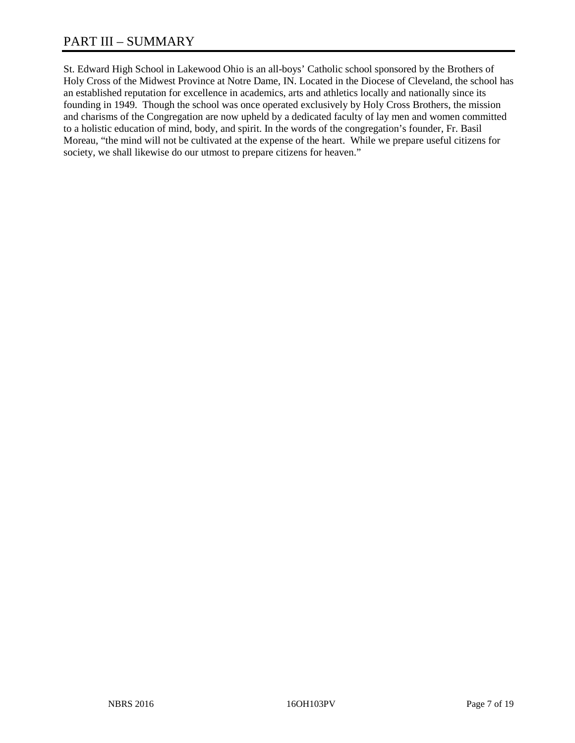# PART III – SUMMARY

St. Edward High School in Lakewood Ohio is an all-boys' Catholic school sponsored by the Brothers of Holy Cross of the Midwest Province at Notre Dame, IN. Located in the Diocese of Cleveland, the school has an established reputation for excellence in academics, arts and athletics locally and nationally since its founding in 1949. Though the school was once operated exclusively by Holy Cross Brothers, the mission and charisms of the Congregation are now upheld by a dedicated faculty of lay men and women committed to a holistic education of mind, body, and spirit. In the words of the congregation's founder, Fr. Basil Moreau, "the mind will not be cultivated at the expense of the heart. While we prepare useful citizens for society, we shall likewise do our utmost to prepare citizens for heaven."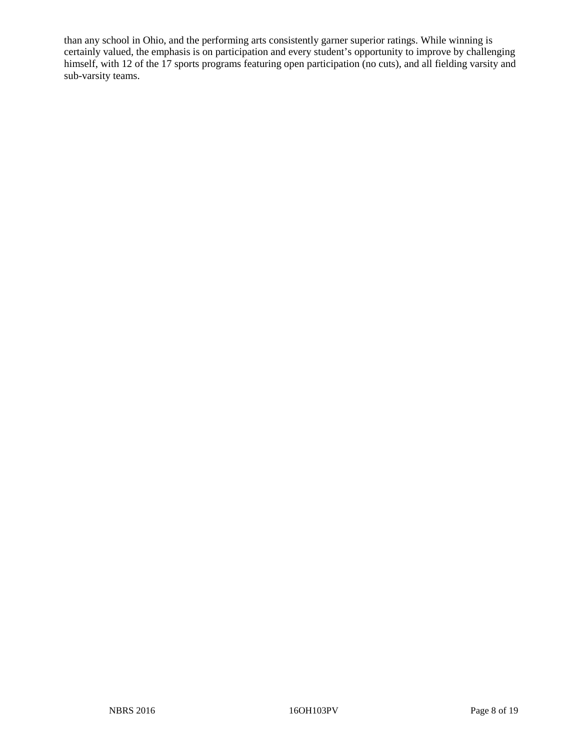than any school in Ohio, and the performing arts consistently garner superior ratings. While winning is certainly valued, the emphasis is on participation and every student's opportunity to improve by challenging himself, with 12 of the 17 sports programs featuring open participation (no cuts), and all fielding varsity and sub-varsity teams.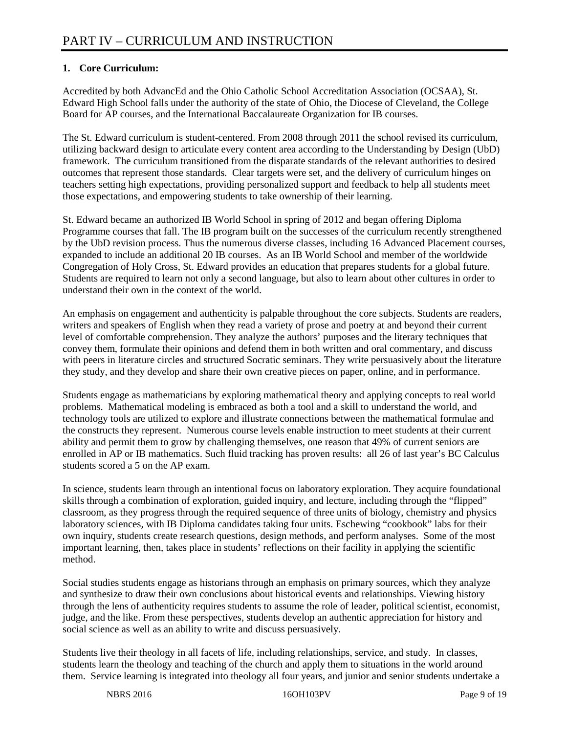# PART IV – CURRICULUM AND INSTRUCTION

**1. Core Curriculum:**

Accredited by both AdvancEd and the Ohio Catholic School Accreditation Association (OCSAA), St. Edward High School falls under the authority of the state of Ohio, the Diocese of Cleveland, the College Board for AP courses, and the International Baccalaureate Organization for IB courses.

The St. Edward curriculum is student-centered. From 2008 through 2011 the school revised its curriculum, utilizing backward design to articulate every content area according to the Understanding by Design (UbD) framework. The curriculum transitioned from the disparate standards of the relevant authorities to desired outcomes that represent those standards. Clear targets were set, and the delivery of curriculum hinges on teachers setting high expectations, providing personalized support and feedback to help all students meet those expectations, and empowering students to take ownership of their learning.

St. Edward became an authorized IB World School in spring of 2012 and began offering Diploma Programme courses that fall. The IB program built on the successes of the curriculum recently strengthened by the UbD revision process. Thus the numerous diverse classes, including 16 Advanced Placement courses, expanded to include an additional 20 IB courses. As an IB World School and member of the worldwide Congregation of Holy Cross, St. Edward provides an education that prepares students for a global future. Students are required to learn not only a second language, but also to learn about other cultures in order to understand their own in the context of the world.

An emphasis on engagement and authenticity is palpable throughout the core subjects. Students are readers, writers and speakers of English when they read a variety of prose and poetry at and beyond their current level of comfortable comprehension. They analyze the authors' purposes and the literary techniques that convey them, formulate their opinions and defend them in both written and oral commentary, and discuss with peers in literature circles and structured Socratic seminars. They write persuasively about the literature they study, and they develop and share their own creative pieces on paper, online, and in performance.

Students engage as mathematicians by exploring mathematical theory and applying concepts to real world problems. Mathematical modeling is embraced as both a tool and a skill to understand the world, and technology tools are utilized to explore and illustrate connections between the mathematical formulae and the constructs they represent. Numerous course levels enable instruction to meet students at their current ability and permit them to grow by challenging themselves, one reason that 49% of current seniors are enrolled in AP or IB mathematics. Such fluid tracking has proven results: all 26 of last year's BC Calculus students scored a 5 on the AP exam.

In science, students learn through an intentional focus on laboratory exploration. They acquire foundational skills through a combination of exploration, guided inquiry, and lecture, including through the "flipped" classroom, as they progress through the required sequence of three units of biology, chemistry and physics laboratory sciences, with IB Diploma candidates taking four units. Eschewing "cookbook" labs for their own inquiry, students create research questions, design methods, and perform analyses. Some of the most important learning, then, takes place in students' reflections on their facility in applying the scientific method.

Social studies students engage as historians through an emphasis on primary sources, which they analyze and synthesize to draw their own conclusions about historical events and relationships. Viewing history through the lens of authenticity requires students to assume the role of leader, political scientist, economist, judge, and the like. From these perspectives, students develop an authentic appreciation for history and social science as well as an ability to write and discuss persuasively.

Students live their theology in all facets of life, including relationships, service, and study. In classes, students learn the theology and teaching of the church and apply them to situations in the world around them. Service learning is integrated into theology all four years, and junior and senior students undertake a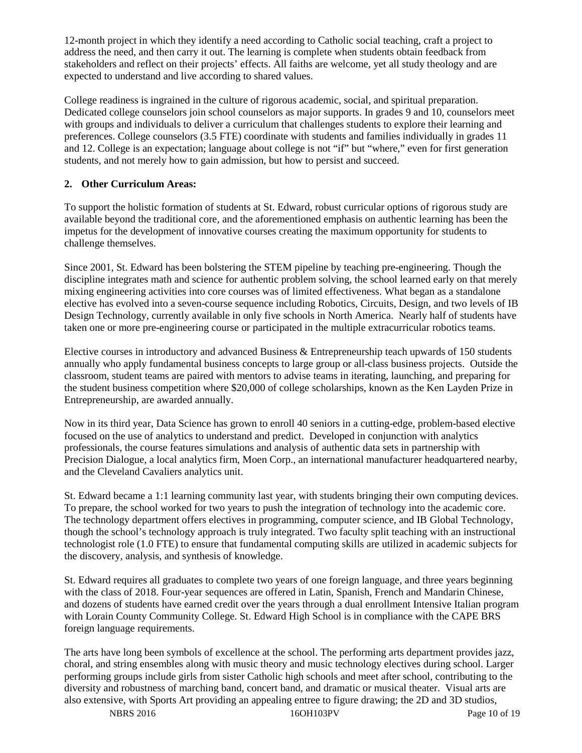12-month project in which they identify a need according to Catholic social teaching, craft a project to address the need, and then carry it out. The learning is complete when students obtain feedback from stakeholders and reflect on their projects' effects. All faiths are welcome, yet all study theology and are expected to understand and live according to shared values.

College readiness is ingrained in the culture of rigorous academic, social, and spiritual preparation. Dedicated college counselors join school counselors as major supports. In grades 9 and 10, counselors meet with groups and individuals to deliver a curriculum that challenges students to explore their learning and preferences. College counselors (3.5 FTE) coordinate with students and families individually in grades 11 and 12. College is an expectation; language about college is not "if" but "where," even for first generation students, and not merely how to gain admission, but how to persist and succeed.

**2. Other Curriculum Areas:**

To support the holistic formation of students at St. Edward, robust curricular options of rigorous study are available beyond the traditional core, and the aforementioned emphasis on authentic learning has been the impetus for the development of innovative courses creating the maximum opportunity for students to challenge themselves.

Since 2001, St. Edward has been bolstering the STEM pipeline by teaching pre-engineering. Though the discipline integrates math and science for authentic problem solving, the school learned early on that merely mixing engineering activities into core courses was of limited effectiveness. What began as a standalone elective has evolved into a seven-course sequence including Robotics, Circuits, Design, and two levels of IB Design Technology, currently available in only five schools in North America. Nearly half of students have taken one or more pre-engineering course or participated in the multiple extracurricular robotics teams.

Elective courses in introductory and advanced Business & Entrepreneurship teach upwards of 150 students annually who apply fundamental business concepts to large group or all-class business projects. Outside the classroom, student teams are paired with mentors to advise teams in iterating, launching, and preparing for the student business competition where $20,000 of college scholarships, known as the Ken Layden Prize in Entrepreneurship, are awarded annually.

Now in its third year, Data Science has grown to enroll 40 seniors in a cutting-edge, problem-based elective focused on the use of analytics to understand and predict. Developed in conjunction with analytics professionals, the course features simulations and analysis of authentic data sets in partnership with Precision Dialogue, a local analytics firm, Moen Corp., an international manufacturer headquartered nearby, and the Cleveland Cavaliers analytics unit.

St. Edward became a 1:1 learning community last year, with students bringing their own computing devices. To prepare, the school worked for two years to push the integration of technology into the academic core. The technology department offers electives in programming, computer science, and IB Global Technology, though the school's technology approach is truly integrated. Two faculty split teaching with an instructional technologist role (1.0 FTE) to ensure that fundamental computing skills are utilized in academic subjects for the discovery, analysis, and synthesis of knowledge.

St. Edward requires all graduates to complete two years of one foreign language, and three years beginning with the class of 2018. Four-year sequences are offered in Latin, Spanish, French and Mandarin Chinese, and dozens of students have earned credit over the years through a dual enrollment Intensive Italian program with Lorain County Community College. St. Edward High School is in compliance with the CAPE BRS foreign language requirements.

The arts have long been symbols of excellence at the school. The performing arts department provides jazz, choral, and string ensembles along with music theory and music technology electives during school. Larger performing groups include girls from sister Catholic high schools and meet after school, contributing to the diversity and robustness of marching band, concert band, and dramatic or musical theater. Visual arts are also extensive, with Sports Art providing an appealing entree to figure drawing; the 2D and 3D studios,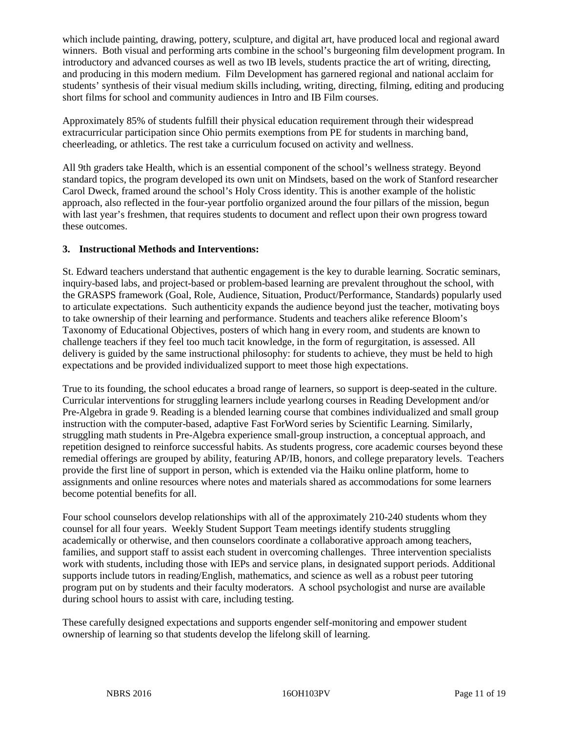which include painting, drawing, pottery, sculpture, and digital art, have produced local and regional award winners. Both visual and performing arts combine in the school's burgeoning film development program. In introductory and advanced courses as well as two IB levels, students practice the art of writing, directing, and producing in this modern medium. Film Development has garnered regional and national acclaim for students' synthesis of their visual medium skills including, writing, directing, filming, editing and producing short films for school and community audiences in Intro and IB Film courses.

Approximately 85% of students fulfill their physical education requirement through their widespread extracurricular participation since Ohio permits exemptions from PE for students in marching band, cheerleading, or athletics. The rest take a curriculum focused on activity and wellness.

All 9th graders take Health, which is an essential component of the school's wellness strategy. Beyond standard topics, the program developed its own unit on Mindsets, based on the work of Stanford researcher Carol Dweck, framed around the school's Holy Cross identity. This is another example of the holistic approach, also reflected in the four-year portfolio organized around the four pillars of the mission, begun with last year's freshmen, that requires students to document and reflect upon their own progress toward these outcomes.

**3. Instructional Methods and Interventions:**

St. Edward teachers understand that authentic engagement is the key to durable learning. Socratic seminars, inquiry-based labs, and project-based or problem-based learning are prevalent throughout the school, with the GRASPS framework (Goal, Role, Audience, Situation, Product/Performance, Standards) popularly used to articulate expectations. Such authenticity expands the audience beyond just the teacher, motivating boys to take ownership of their learning and performance. Students and teachers alike reference Bloom's Taxonomy of Educational Objectives, posters of which hang in every room, and students are known to challenge teachers if they feel too much tacit knowledge, in the form of regurgitation, is assessed. All delivery is guided by the same instructional philosophy: for students to achieve, they must be held to high expectations and be provided individualized support to meet those high expectations.

True to its founding, the school educates a broad range of learners, so support is deep-seated in the culture. Curricular interventions for struggling learners include yearlong courses in Reading Development and/or Pre-Algebra in grade 9. Reading is a blended learning course that combines individualized and small group instruction with the computer-based, adaptive Fast ForWord series by Scientific Learning. Similarly, struggling math students in Pre-Algebra experience small-group instruction, a conceptual approach, and repetition designed to reinforce successful habits. As students progress, core academic courses beyond these remedial offerings are grouped by ability, featuring AP/IB, honors, and college preparatory levels. Teachers provide the first line of support in person, which is extended via the Haiku online platform, home to assignments and online resources where notes and materials shared as accommodations for some learners become potential benefits for all.

Four school counselors develop relationships with all of the approximately 210-240 students whom they counsel for all four years. Weekly Student Support Team meetings identify students struggling academically or otherwise, and then counselors coordinate a collaborative approach among teachers, families, and support staff to assist each student in overcoming challenges. Three intervention specialists work with students, including those with IEPs and service plans, in designated support periods. Additional supports include tutors in reading/English, mathematics, and science as well as a robust peer tutoring program put on by students and their faculty moderators. A school psychologist and nurse are available during school hours to assist with care, including testing.

These carefully designed expectations and supports engender self-monitoring and empower student ownership of learning so that students develop the lifelong skill of learning.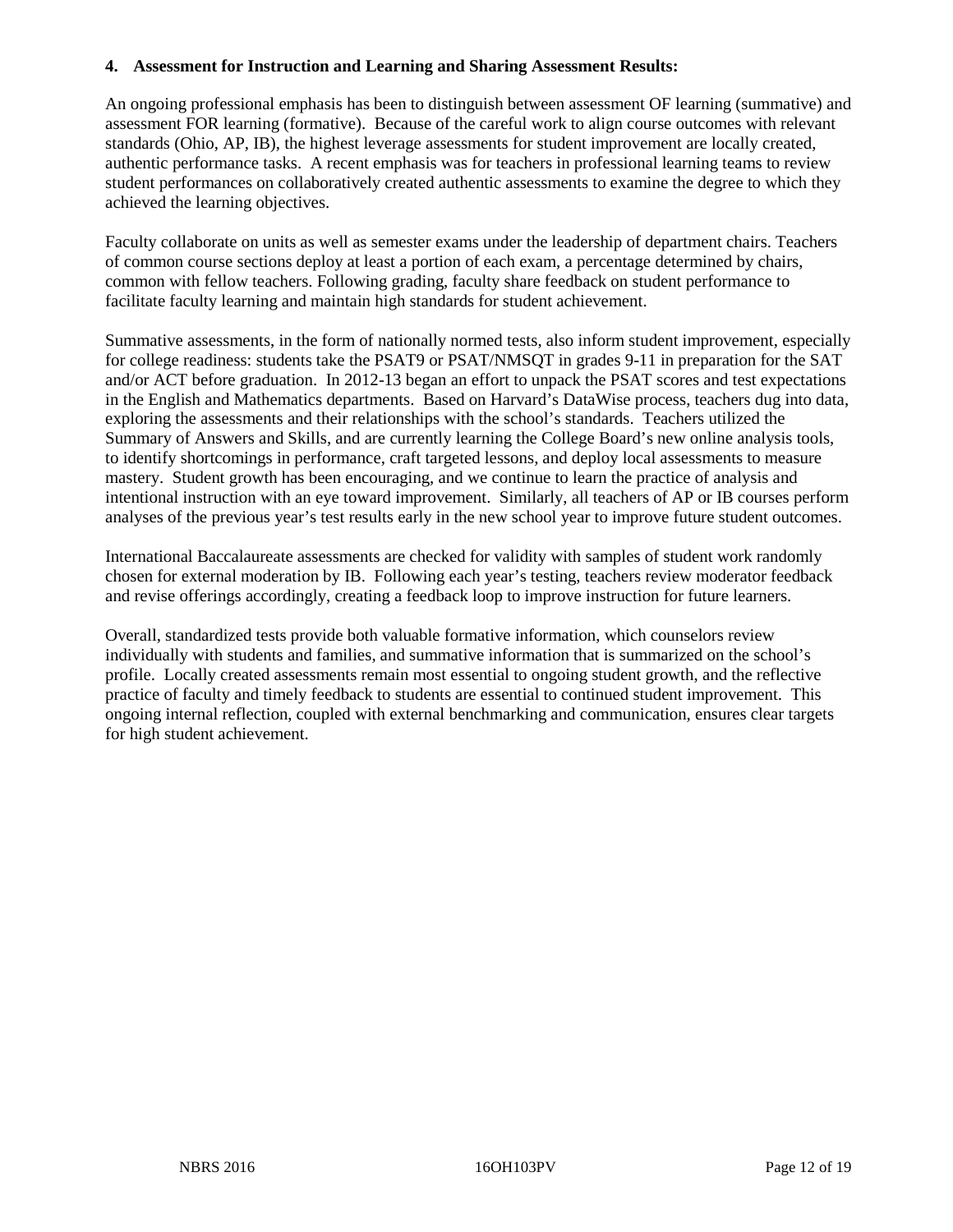**4. Assessment for Instruction and Learning and Sharing Assessment Results:**

An ongoing professional emphasis has been to distinguish between assessment OF learning (summative) and assessment FOR learning (formative). Because of the careful work to align course outcomes with relevant standards (Ohio, AP, IB), the highest leverage assessments for student improvement are locally created, authentic performance tasks. A recent emphasis was for teachers in professional learning teams to review student performances on collaboratively created authentic assessments to examine the degree to which they achieved the learning objectives.

Faculty collaborate on units as well as semester exams under the leadership of department chairs. Teachers of common course sections deploy at least a portion of each exam, a percentage determined by chairs, common with fellow teachers. Following grading, faculty share feedback on student performance to facilitate faculty learning and maintain high standards for student achievement.

Summative assessments, in the form of nationally normed tests, also inform student improvement, especially for college readiness: students take the PSAT9 or PSAT/NMSQT in grades 9-11 in preparation for the SAT and/or ACT before graduation. In 2012-13 began an effort to unpack the PSAT scores and test expectations in the English and Mathematics departments. Based on Harvard's DataWise process, teachers dug into data, exploring the assessments and their relationships with the school's standards. Teachers utilized the Summary of Answers and Skills, and are currently learning the College Board's new online analysis tools, to identify shortcomings in performance, craft targeted lessons, and deploy local assessments to measure mastery. Student growth has been encouraging, and we continue to learn the practice of analysis and intentional instruction with an eye toward improvement. Similarly, all teachers of AP or IB courses perform analyses of the previous year's test results early in the new school year to improve future student outcomes.

International Baccalaureate assessments are checked for validity with samples of student work randomly chosen for external moderation by IB. Following each year's testing, teachers review moderator feedback and revise offerings accordingly, creating a feedback loop to improve instruction for future learners.

Overall, standardized tests provide both valuable formative information, which counselors review individually with students and families, and summative information that is summarized on the school's profile. Locally created assessments remain most essential to ongoing student growth, and the reflective practice of faculty and timely feedback to students are essential to continued student improvement. This ongoing internal reflection, coupled with external benchmarking and communication, ensures clear targets for high student achievement.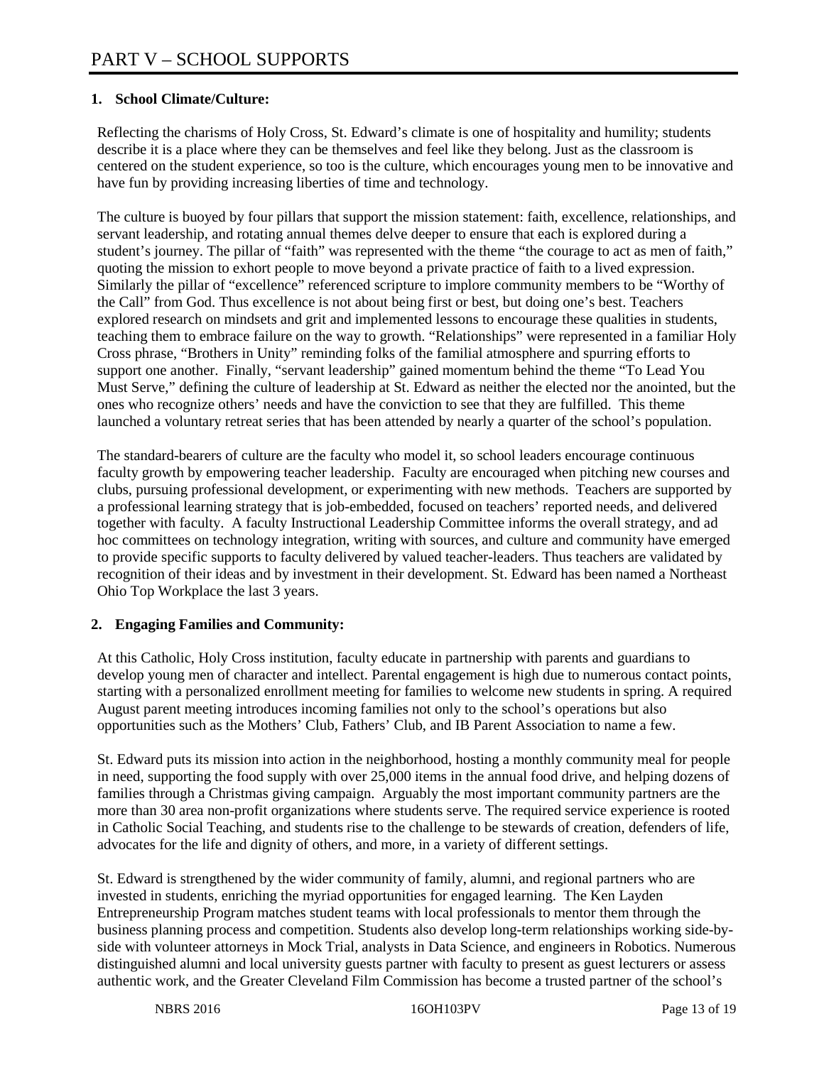# PART V – SCHOOL SUPPORTS

## 1. School Climate/Culture:

Reflecting the charisms of Holy Cross, St. Edward's climate is one of hospitality and humility; students describe it is a place where they can be themselves and feel like they belong. Just as the classroom is centered on the student experience, so too is the culture, which encourages young men to be innovative and have fun by providing increasing liberties of time and technology.

The culture is buoyed by four pillars that support the mission statement: faith, excellence, relationships, and servant leadership, and rotating annual themes delve deeper to ensure that each is explored during a student's journey. The pillar of "faith" was represented with the theme "the courage to act as men of faith," quoting the mission to exhort people to move beyond a private practice of faith to a lived expression. Similarly the pillar of "excellence" referenced scripture to implore community members to be "Worthy of the Call" from God. Thus excellence is not about being first or best, but doing one's best. Teachers explored research on mindsets and grit and implemented lessons to encourage these qualities in students, teaching them to embrace failure on the way to growth. "Relationships" were represented in a familiar Holy Cross phrase, "Brothers in Unity" reminding folks of the familial atmosphere and spurring efforts to support one another. Finally, "servant leadership" gained momentum behind the theme "To Lead You Must Serve," defining the culture of leadership at St. Edward as neither the elected nor the anointed, but the ones who recognize others' needs and have the conviction to see that they are fulfilled. This theme launched a voluntary retreat series that has been attended by nearly a quarter of the school's population.

The standard-bearers of culture are the faculty who model it, so school leaders encourage continuous faculty growth by empowering teacher leadership. Faculty are encouraged when pitching new courses and clubs, pursuing professional development, or experimenting with new methods. Teachers are supported by a professional learning strategy that is job-embedded, focused on teachers' reported needs, and delivered together with faculty. A faculty Instructional Leadership Committee informs the overall strategy, and ad hoc committees on technology integration, writing with sources, and culture and community have emerged to provide specific supports to faculty delivered by valued teacher-leaders. Thus teachers are validated by recognition of their ideas and by investment in their development. St. Edward has been named a Northeast Ohio Top Workplace the last 3 years.

## 2. Engaging Families and Community:

At this Catholic, Holy Cross institution, faculty educate in partnership with parents and guardians to develop young men of character and intellect. Parental engagement is high due to numerous contact points, starting with a personalized enrollment meeting for families to welcome new students in spring. A required August parent meeting introduces incoming families not only to the school's operations but also opportunities such as the Mothers' Club, Fathers' Club, and IB Parent Association to name a few.

St. Edward puts its mission into action in the neighborhood, hosting a monthly community meal for people in need, supporting the food supply with over 25,000 items in the annual food drive, and helping dozens of families through a Christmas giving campaign. Arguably the most important community partners are the more than 30 area non-profit organizations where students serve. The required service experience is rooted in Catholic Social Teaching, and students rise to the challenge to be stewards of creation, defenders of life, advocates for the life and dignity of others, and more, in a variety of different settings.

St. Edward is strengthened by the wider community of family, alumni, and regional partners who are invested in students, enriching the myriad opportunities for engaged learning. The Ken Layden Entrepreneurship Program matches student teams with local professionals to mentor them through the business planning process and competition. Students also develop long-term relationships working side-by-side with volunteer attorneys in Mock Trial, analysts in Data Science, and engineers in Robotics. Numerous distinguished alumni and local university guests partner with faculty to present as guest lecturers or assess authentic work, and the Greater Cleveland Film Commission has become a trusted partner of the school's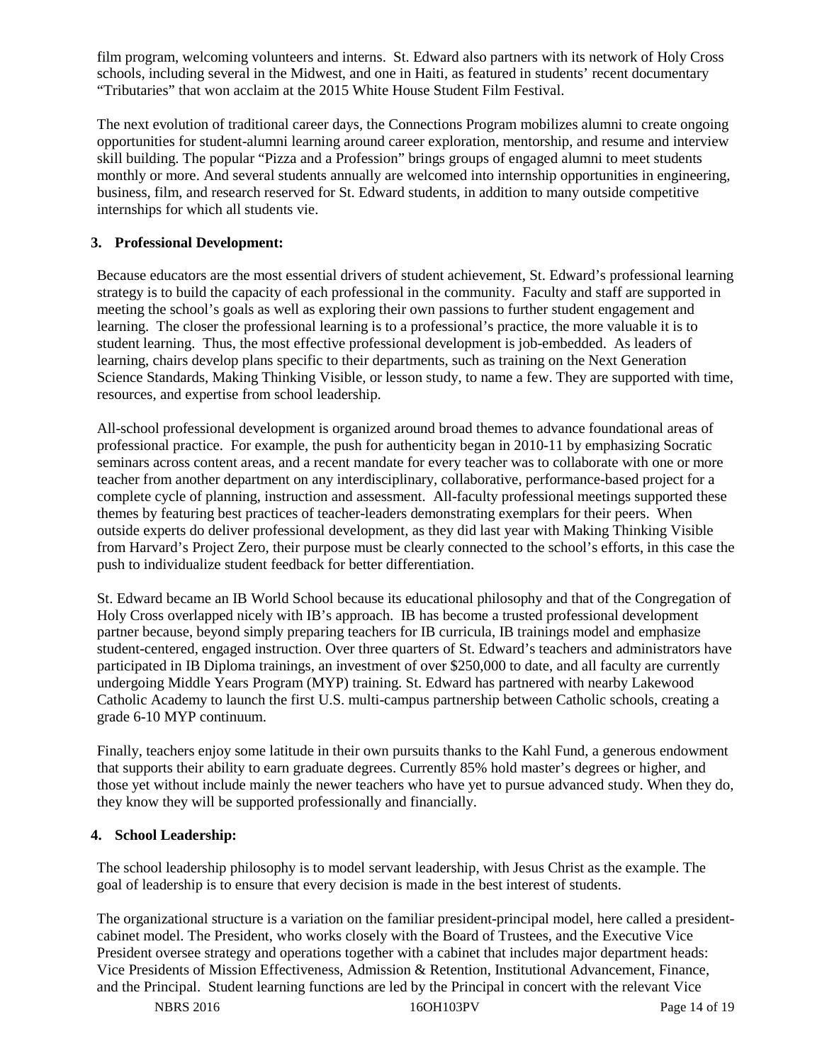film program, welcoming volunteers and interns. St. Edward also partners with its network of Holy Cross schools, including several in the Midwest, and one in Haiti, as featured in students' recent documentary "Tributaries" that won acclaim at the 2015 White House Student Film Festival.

The next evolution of traditional career days, the Connections Program mobilizes alumni to create ongoing opportunities for student-alumni learning around career exploration, mentorship, and resume and interview skill building. The popular "Pizza and a Profession" brings groups of engaged alumni to meet students monthly or more. And several students annually are welcomed into internship opportunities in engineering, business, film, and research reserved for St. Edward students, in addition to many outside competitive internships for which all students vie.

**3. Professional Development:**

Because educators are the most essential drivers of student achievement, St. Edward's professional learning strategy is to build the capacity of each professional in the community. Faculty and staff are supported in meeting the school's goals as well as exploring their own passions to further student engagement and learning. The closer the professional learning is to a professional's practice, the more valuable it is to student learning. Thus, the most effective professional development is job-embedded. As leaders of learning, chairs develop plans specific to their departments, such as training on the Next Generation Science Standards, Making Thinking Visible, or lesson study, to name a few. They are supported with time, resources, and expertise from school leadership.

All-school professional development is organized around broad themes to advance foundational areas of professional practice. For example, the push for authenticity began in 2010-11 by emphasizing Socratic seminars across content areas, and a recent mandate for every teacher was to collaborate with one or more teacher from another department on any interdisciplinary, collaborative, performance-based project for a complete cycle of planning, instruction and assessment. All-faculty professional meetings supported these themes by featuring best practices of teacher-leaders demonstrating exemplars for their peers. When outside experts do deliver professional development, as they did last year with Making Thinking Visible from Harvard's Project Zero, their purpose must be clearly connected to the school's efforts, in this case the push to individualize student feedback for better differentiation.

St. Edward became an IB World School because its educational philosophy and that of the Congregation of Holy Cross overlapped nicely with IB's approach. IB has become a trusted professional development partner because, beyond simply preparing teachers for IB curricula, IB trainings model and emphasize student-centered, engaged instruction. Over three quarters of St. Edward's teachers and administrators have participated in IB Diploma trainings, an investment of over $250,000 to date, and all faculty are currently undergoing Middle Years Program (MYP) training. St. Edward has partnered with nearby Lakewood Catholic Academy to launch the first U.S. multi-campus partnership between Catholic schools, creating a grade 6-10 MYP continuum.

Finally, teachers enjoy some latitude in their own pursuits thanks to the Kahl Fund, a generous endowment that supports their ability to earn graduate degrees. Currently 85% hold master's degrees or higher, and those yet without include mainly the newer teachers who have yet to pursue advanced study. When they do, they know they will be supported professionally and financially.

**4. School Leadership:**

The school leadership philosophy is to model servant leadership, with Jesus Christ as the example. The goal of leadership is to ensure that every decision is made in the best interest of students.

The organizational structure is a variation on the familiar president-principal model, here called a president-cabinet model. The President, who works closely with the Board of Trustees, and the Executive Vice President oversee strategy and operations together with a cabinet that includes major department heads: Vice Presidents of Mission Effectiveness, Admission & Retention, Institutional Advancement, Finance, and the Principal. Student learning functions are led by the Principal in concert with the relevant Vice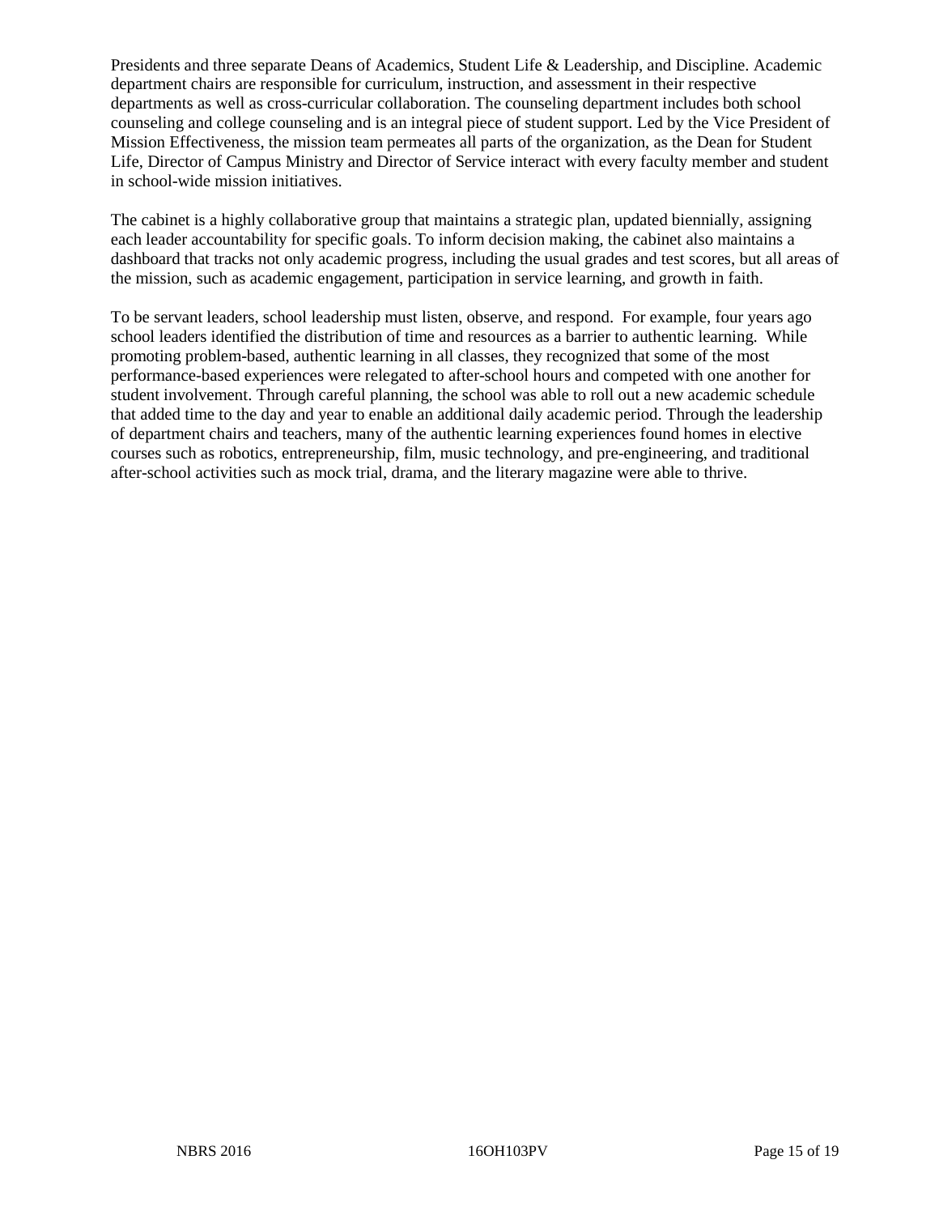Presidents and three separate Deans of Academics, Student Life & Leadership, and Discipline. Academic department chairs are responsible for curriculum, instruction, and assessment in their respective departments as well as cross-curricular collaboration. The counseling department includes both school counseling and college counseling and is an integral piece of student support. Led by the Vice President of Mission Effectiveness, the mission team permeates all parts of the organization, as the Dean for Student Life, Director of Campus Ministry and Director of Service interact with every faculty member and student in school-wide mission initiatives.

The cabinet is a highly collaborative group that maintains a strategic plan, updated biennially, assigning each leader accountability for specific goals. To inform decision making, the cabinet also maintains a dashboard that tracks not only academic progress, including the usual grades and test scores, but all areas of the mission, such as academic engagement, participation in service learning, and growth in faith.

To be servant leaders, school leadership must listen, observe, and respond. For example, four years ago school leaders identified the distribution of time and resources as a barrier to authentic learning. While promoting problem-based, authentic learning in all classes, they recognized that some of the most performance-based experiences were relegated to after-school hours and competed with one another for student involvement. Through careful planning, the school was able to roll out a new academic schedule that added time to the day and year to enable an additional daily academic period. Through the leadership of department chairs and teachers, many of the authentic learning experiences found homes in elective courses such as robotics, entrepreneurship, film, music technology, and pre-engineering, and traditional after-school activities such as mock trial, drama, and the literary magazine were able to thrive.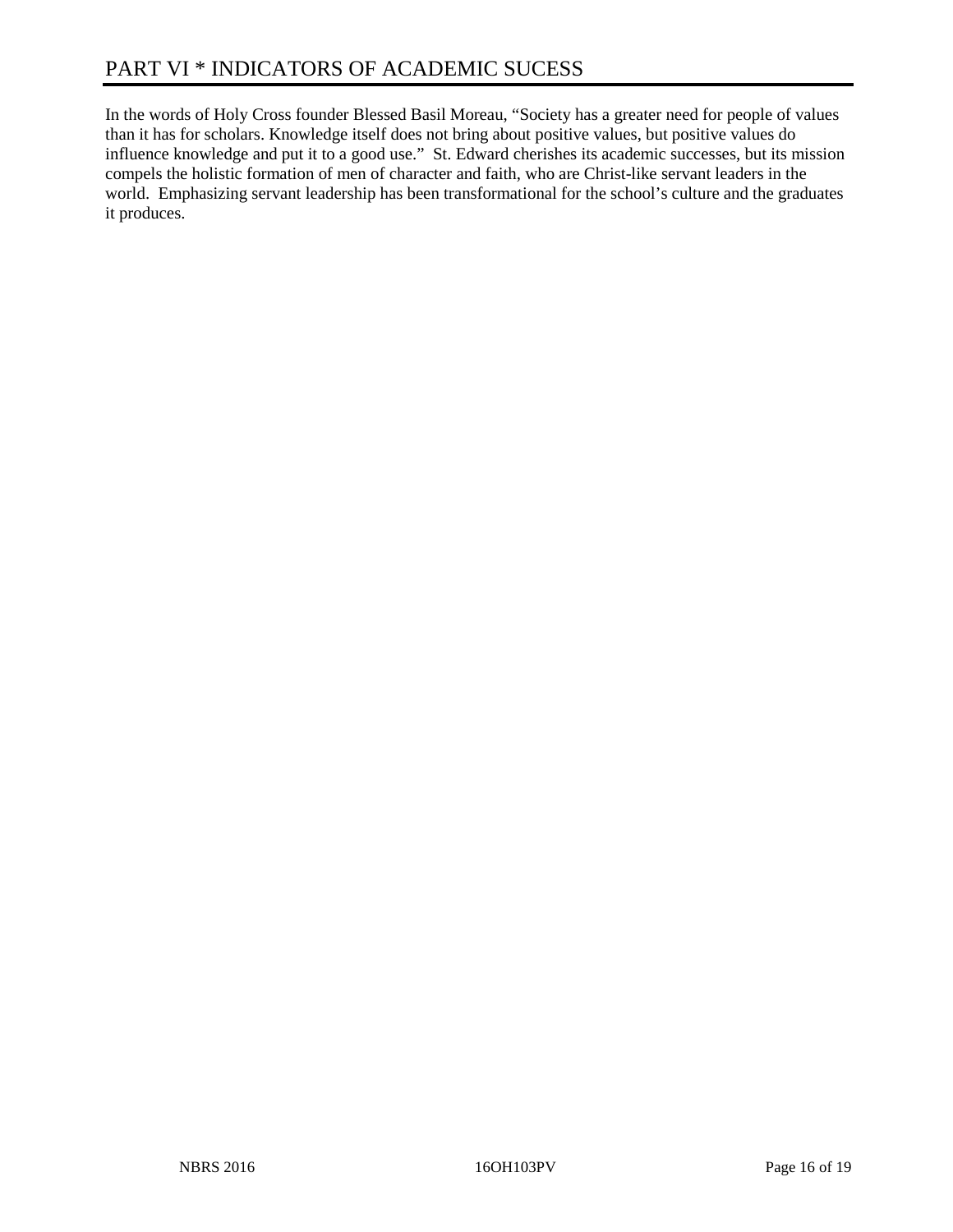# PART VI * INDICATORS OF ACADEMIC SUCESS

In the words of Holy Cross founder Blessed Basil Moreau, “Society has a greater need for people of values than it has for scholars. Knowledge itself does not bring about positive values, but positive values do influence knowledge and put it to a good use.” St. Edward cherishes its academic successes, but its mission compels the holistic formation of men of character and faith, who are Christ-like servant leaders in the world. Emphasizing servant leadership has been transformational for the school’s culture and the graduates it produces.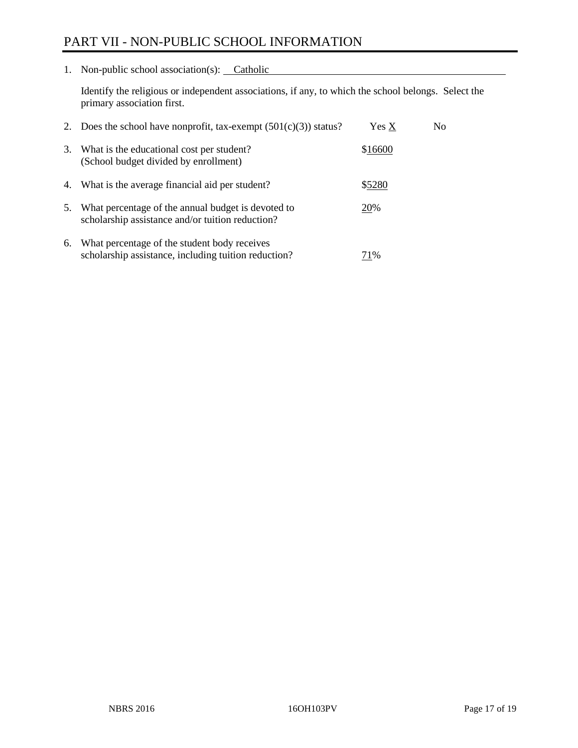# PART VII - NON-PUBLIC SCHOOL INFORMATION

1. Non-public school association(s): Catholic

   Identify the religious or independent associations, if any, to which the school belongs. Select the primary association first.

2. Does the school have nonprofit, tax-exempt (501(c)(3)) status? Yes X No

3. What is the educational cost per student? (School budget divided by enrollment) $16600

4. What is the average financial aid per student? $5280

5. What percentage of the annual budget is devoted to scholarship assistance and/or tuition reduction? 20%

6. What percentage of the student body receives scholarship assistance, including tuition reduction? 71%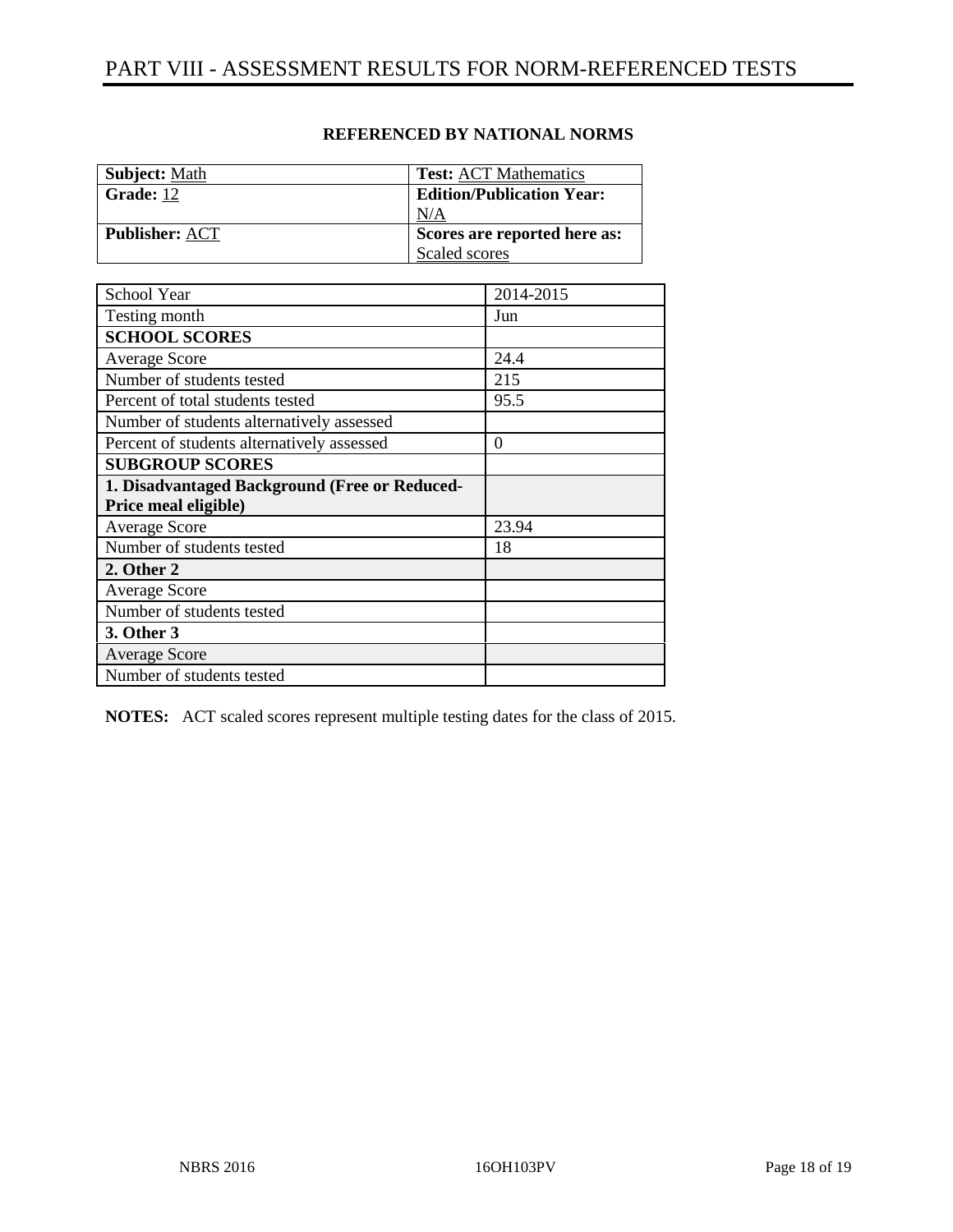# PART VIII - ASSESSMENT RESULTS FOR NORM-REFERENCED TESTS

**REFERENCED BY NATIONAL NORMS**

| | |
|---|---|
| **Subject:** Math | **Test:** ACT Mathematics |
| **Grade:** 12 | **Edition/Publication Year:** N/A |
| **Publisher:** ACT | **Scores are reported here as:** Scaled scores |

| School Year | 2014-2015 |
|---|---|
| Testing month | Jun |
| **SCHOOL SCORES** | |
| Average Score | 24.4 |
| Number of students tested | 215 |
| Percent of total students tested | 95.5 |
| Number of students alternatively assessed | |
| Percent of students alternatively assessed | 0 |
| **SUBGROUP SCORES** | |
| **1. Disadvantaged Background (Free or Reduced-Price meal eligible)** | |
| Average Score | 23.94 |
| Number of students tested | 18 |
| **2. Other 2** | |
| Average Score | |
| Number of students tested | |
| **3. Other 3** | |
| Average Score | |
| Number of students tested | |

**NOTES:** ACT scaled scores represent multiple testing dates for the class of 2015.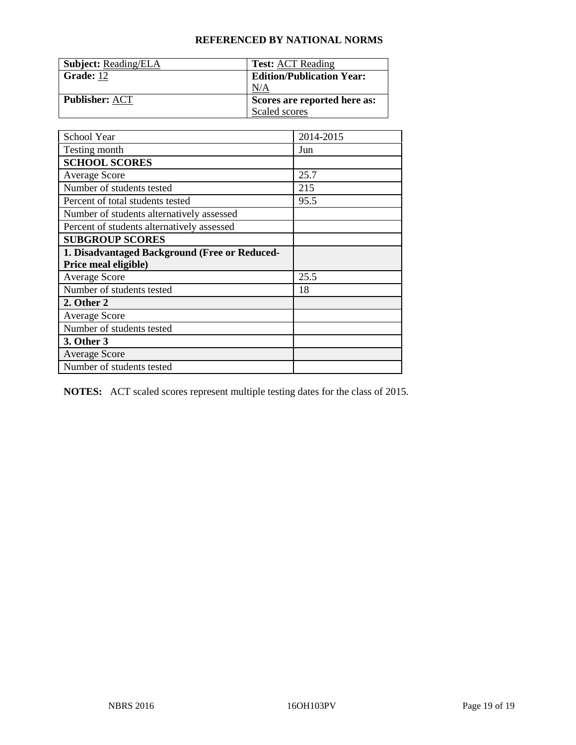## REFERENCED BY NATIONAL NORMS

| | |
|---|---|
| **Subject:** Reading/ELA | **Test:** ACT Reading |
| **Grade:** 12 | **Edition/Publication Year:** N/A |
| **Publisher:** ACT | **Scores are reported here as:** Scaled scores |

| School Year | 2014-2015 |
|---|---|
| Testing month | Jun |
| **SCHOOL SCORES** | |
| Average Score | 25.7 |
| Number of students tested | 215 |
| Percent of total students tested | 95.5 |
| Number of students alternatively assessed | |
| Percent of students alternatively assessed | |
| **SUBGROUP SCORES** | |
| **1. Disadvantaged Background (Free or Reduced-Price meal eligible)** | |
| Average Score | 25.5 |
| Number of students tested | 18 |
| **2. Other 2** | |
| Average Score | |
| Number of students tested | |
| **3. Other 3** | |
| Average Score | |
| Number of students tested | |

**NOTES:** ACT scaled scores represent multiple testing dates for the class of 2015.